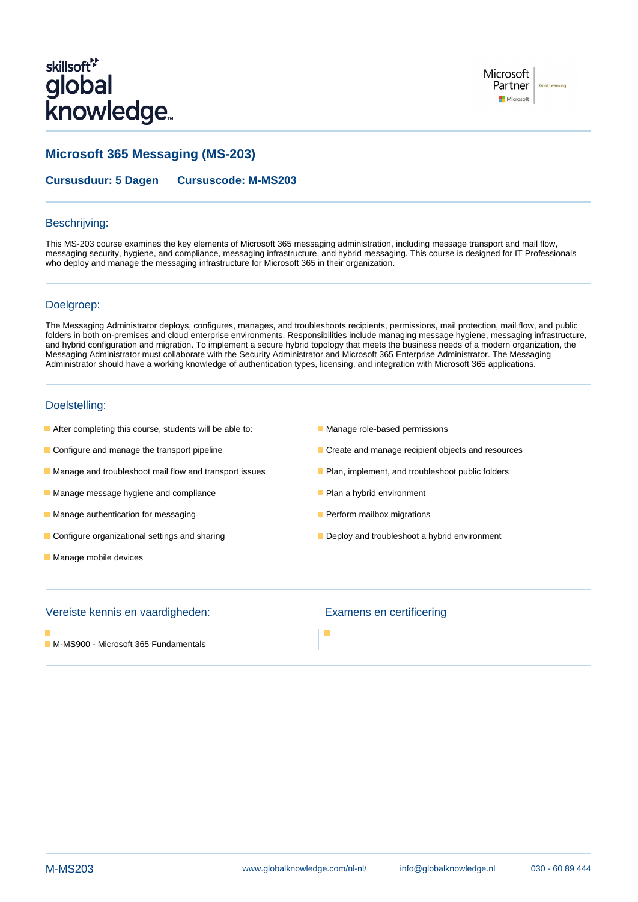# Microsoft 365 Messaging (MS-203)

**Cursusduur: 5 Dagen** **Cursuscode: M-MS203**

## Beschrijving:

This MS-203 course examines the key elements of Microsoft 365 messaging administration, including message transport and mail flow, messaging security, hygiene, and compliance, messaging infrastructure, and hybrid messaging. This course is designed for IT Professionals who deploy and manage the messaging infrastructure for Microsoft 365 in their organization.

## Doelgroep:

The Messaging Administrator deploys, configures, manages, and troubleshoots recipients, permissions, mail protection, mail flow, and public folders in both on-premises and cloud enterprise environments. Responsibilities include managing message hygiene, messaging infrastructure, and hybrid configuration and migration. To implement a secure hybrid topology that meets the business needs of a modern organization, the Messaging Administrator must collaborate with the Security Administrator and Microsoft 365 Enterprise Administrator. The Messaging Administrator should have a working knowledge of authentication types, licensing, and integration with Microsoft 365 applications.

## Doelstelling:

- After completing this course, students will be able to:
- Configure and manage the transport pipeline
- Manage and troubleshoot mail flow and transport issues
- Manage message hygiene and compliance
- Manage authentication for messaging
- Configure organizational settings and sharing
- Manage mobile devices
- Manage role-based permissions
- Create and manage recipient objects and resources
- Plan, implement, and troubleshoot public folders
- Plan a hybrid environment
- Perform mailbox migrations
- Deploy and troubleshoot a hybrid environment

## Vereiste kennis en vaardigheden:

- M-MS900 - Microsoft 365 Fundamentals

## Examens en certificering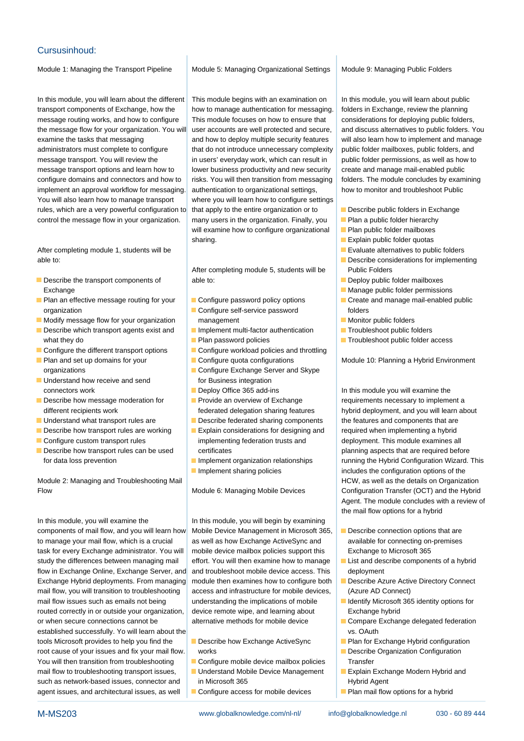## Cursusinhoud:

### Module 1: Managing the Transport Pipeline

In this module, you will learn about the different transport components of Exchange, how the message routing works, and how to configure the message flow for your organization. You will examine the tasks that messaging administrators must complete to configure message transport. You will review the message transport options and learn how to configure domains and connectors and how to implement an approval workflow for messaging. You will also learn how to manage transport rules, which are a very powerful configuration to control the message flow in your organization.

After completing module 1, students will be able to:

- Describe the transport components of Exchange
- Plan an effective message routing for your organization
- Modify message flow for your organization
- Describe which transport agents exist and what they do
- Configure the different transport options
- Plan and set up domains for your organizations
- Understand how receive and send connectors work
- Describe how message moderation for different recipients work
- Understand what transport rules are
- Describe how transport rules are working
- Configure custom transport rules
- Describe how transport rules can be used for data loss prevention

### Module 2: Managing and Troubleshooting Mail Flow

In this module, you will examine the components of mail flow, and you will learn how to manage your mail flow, which is a crucial task for every Exchange administrator. You will study the differences between managing mail flow in Exchange Online, Exchange Server, and Exchange Hybrid deployments. From managing mail flow, you will transition to troubleshooting mail flow issues such as emails not being routed correctly in or outside your organization, or when secure connections cannot be established successfully. Yo will learn about the tools Microsoft provides to help you find the root cause of your issues and fix your mail flow. You will then transition from troubleshooting mail flow to troubleshooting transport issues, such as network-based issues, connector and agent issues, and architectural issues, as well

### Module 5: Managing Organizational Settings

This module begins with an examination on how to manage authentication for messaging. This module focuses on how to ensure that user accounts are well protected and secure, and how to deploy multiple security features that do not introduce unnecessary complexity in users' everyday work, which can result in lower business productivity and new security risks. You will then transition from messaging authentication to organizational settings, where you will learn how to configure settings that apply to the entire organization or to many users in the organization. Finally, you will examine how to configure organizational sharing.

After completing module 5, students will be able to:

- Configure password policy options
- Configure self-service password management
- Implement multi-factor authentication
- Plan password policies
- Configure workload policies and throttling
- Configure quota configurations
- Configure Exchange Server and Skype for Business integration
- Deploy Office 365 add-ins
- Provide an overview of Exchange federated delegation sharing features
- Describe federated sharing components
- Explain considerations for designing and implementing federation trusts and certificates
- Implement organization relationships
- Implement sharing policies

### Module 6: Managing Mobile Devices

In this module, you will begin by examining Mobile Device Management in Microsoft 365, as well as how Exchange ActiveSync and mobile device mailbox policies support this effort. You will then examine how to manage and troubleshoot mobile device access. This module then examines how to configure both access and infrastructure for mobile devices, understanding the implications of mobile device remote wipe, and learning about alternative methods for mobile device

- Describe how Exchange ActiveSync works
- Configure mobile device mailbox policies
- Understand Mobile Device Management in Microsoft 365
- Configure access for mobile devices

### Module 9: Managing Public Folders

In this module, you will learn about public folders in Exchange, review the planning considerations for deploying public folders, and discuss alternatives to public folders. You will also learn how to implement and manage public folder mailboxes, public folders, and public folder permissions, as well as how to create and manage mail-enabled public folders. The module concludes by examining how to monitor and troubleshoot Public

- Describe public folders in Exchange
- Plan a public folder hierarchy
- Plan public folder mailboxes
- Explain public folder quotas
- Evaluate alternatives to public folders
- Describe considerations for implementing Public Folders
- Deploy public folder mailboxes
- Manage public folder permissions
- Create and manage mail-enabled public folders
- Monitor public folders
- Troubleshoot public folders
- Troubleshoot public folder access

### Module 10: Planning a Hybrid Environment

In this module you will examine the requirements necessary to implement a hybrid deployment, and you will learn about the features and components that are required when implementing a hybrid deployment. This module examines all planning aspects that are required before running the Hybrid Configuration Wizard. This includes the configuration options of the HCW, as well as the details on Organization Configuration Transfer (OCT) and the Hybrid Agent. The module concludes with a review of the mail flow options for a hybrid

- Describe connection options that are available for connecting on-premises Exchange to Microsoft 365
- List and describe components of a hybrid deployment
- Describe Azure Active Directory Connect (Azure AD Connect)
- Identify Microsoft 365 identity options for Exchange hybrid
- Compare Exchange delegated federation vs. OAuth
- Plan for Exchange Hybrid configuration
- Describe Organization Configuration Transfer
- Explain Exchange Modern Hybrid and Hybrid Agent
- Plan mail flow options for a hybrid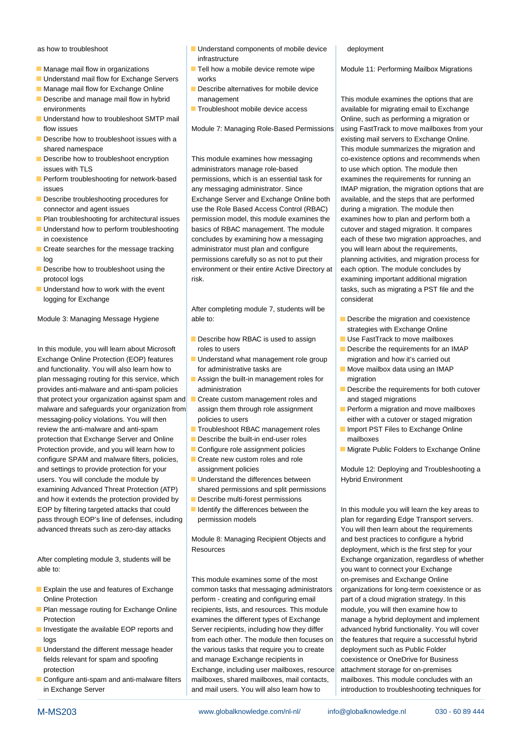as how to troubleshoot

- Manage mail flow in organizations
- Understand mail flow for Exchange Servers
- Manage mail flow for Exchange Online
- Describe and manage mail flow in hybrid environments
- Understand how to troubleshoot SMTP mail flow issues
- Describe how to troubleshoot issues with a shared namespace
- Describe how to troubleshoot encryption issues with TLS
- Perform troubleshooting for network-based issues
- Describe troubleshooting procedures for connector and agent issues
- Plan troubleshooting for architectural issues
- Understand how to perform troubleshooting in coexistence
- Create searches for the message tracking log
- Describe how to troubleshoot using the protocol logs
- Understand how to work with the event logging for Exchange

Module 3: Managing Message Hygiene

In this module, you will learn about Microsoft Exchange Online Protection (EOP) features and functionality. You will also learn how to plan messaging routing for this service, which provides anti-malware and anti-spam policies that protect your organization against spam and malware and safeguards your organization from messaging-policy violations. You will then review the anti-malware and anti-spam protection that Exchange Server and Online Protection provide, and you will learn how to configure SPAM and malware filters, policies, and settings to provide protection for your users. You will conclude the module by examining Advanced Threat Protection (ATP) and how it extends the protection provided by EOP by filtering targeted attacks that could pass through EOP's line of defenses, including advanced threats such as zero-day attacks

After completing module 3, students will be able to:

- Explain the use and features of Exchange Online Protection
- Plan message routing for Exchange Online Protection
- Investigate the available EOP reports and logs
- Understand the different message header fields relevant for spam and spoofing protection
- Configure anti-spam and anti-malware filters in Exchange Server

- Understand components of mobile device infrastructure
- Tell how a mobile device remote wipe works
- Describe alternatives for mobile device management
- Troubleshoot mobile device access

Module 7: Managing Role-Based Permissions

This module examines how messaging administrators manage role-based permissions, which is an essential task for any messaging administrator. Since Exchange Server and Exchange Online both use the Role Based Access Control (RBAC) permission model, this module examines the basics of RBAC management. The module concludes by examining how a messaging administrator must plan and configure permissions carefully so as not to put their environment or their entire Active Directory at risk.

After completing module 7, students will be able to:

- Describe how RBAC is used to assign roles to users
- Understand what management role group for administrative tasks are
- Assign the built-in management roles for administration
- Create custom management roles and assign them through role assignment policies to users
- Troubleshoot RBAC management roles
- Describe the built-in end-user roles
- Configure role assignment policies
- Create new custom roles and role assignment policies
- Understand the differences between shared permissions and split permissions
- Describe multi-forest permissions
- Identify the differences between the permission models

Module 8: Managing Recipient Objects and Resources

This module examines some of the most common tasks that messaging administrators perform - creating and configuring email recipients, lists, and resources. This module examines the different types of Exchange Server recipients, including how they differ from each other. The module then focuses on the various tasks that require you to create and manage Exchange recipients in Exchange, including user mailboxes, resource mailboxes, shared mailboxes, mail contacts, and mail users. You will also learn how to

deployment

Module 11: Performing Mailbox Migrations

This module examines the options that are available for migrating email to Exchange Online, such as performing a migration or using FastTrack to move mailboxes from your existing mail servers to Exchange Online. This module summarizes the migration and co-existence options and recommends when to use which option. The module then examines the requirements for running an IMAP migration, the migration options that are available, and the steps that are performed during a migration. The module then examines how to plan and perform both a cutover and staged migration. It compares each of these two migration approaches, and you will learn about the requirements, planning activities, and migration process for each option. The module concludes by examining important additional migration tasks, such as migrating a PST file and the considerat

- Describe the migration and coexistence strategies with Exchange Online
- Use FastTrack to move mailboxes
- Describe the requirements for an IMAP migration and how it's carried out
- Move mailbox data using an IMAP migration
- Describe the requirements for both cutover and staged migrations
- Perform a migration and move mailboxes either with a cutover or staged migration
- Import PST Files to Exchange Online mailboxes
- Migrate Public Folders to Exchange Online

Module 12: Deploying and Troubleshooting a Hybrid Environment

In this module you will learn the key areas to plan for regarding Edge Transport servers. You will then learn about the requirements and best practices to configure a hybrid deployment, which is the first step for your Exchange organization, regardless of whether you want to connect your Exchange on-premises and Exchange Online organizations for long-term coexistence or as part of a cloud migration strategy. In this module, you will then examine how to manage a hybrid deployment and implement advanced hybrid functionality. You will cover the features that require a successful hybrid deployment such as Public Folder coexistence or OneDrive for Business attachment storage for on-premises mailboxes. This module concludes with an introduction to troubleshooting techniques for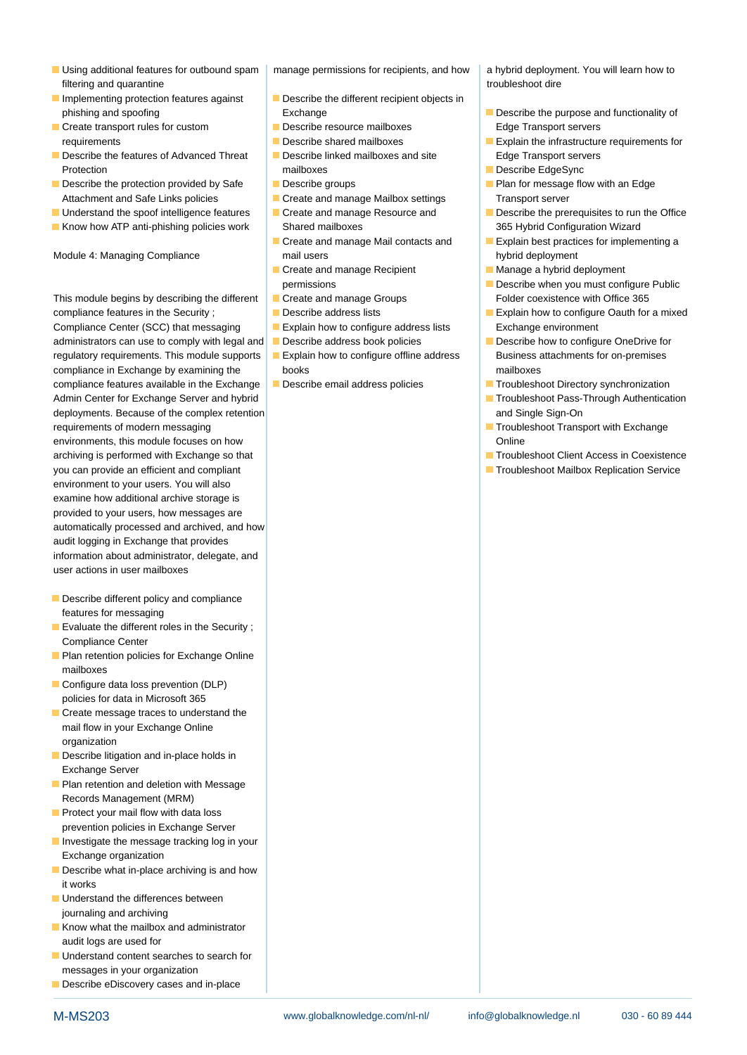- Using additional features for outbound spam filtering and quarantine
- Implementing protection features against phishing and spoofing
- Create transport rules for custom requirements
- Describe the features of Advanced Threat Protection
- Describe the protection provided by Safe Attachment and Safe Links policies
- Understand the spoof intelligence features
- Know how ATP anti-phishing policies work

Module 4: Managing Compliance

This module begins by describing the different compliance features in the Security ; Compliance Center (SCC) that messaging administrators can use to comply with legal and regulatory requirements. This module supports compliance in Exchange by examining the compliance features available in the Exchange Admin Center for Exchange Server and hybrid deployments. Because of the complex retention requirements of modern messaging environments, this module focuses on how archiving is performed with Exchange so that you can provide an efficient and compliant environment to your users. You will also examine how additional archive storage is provided to your users, how messages are automatically processed and archived, and how audit logging in Exchange that provides information about administrator, delegate, and user actions in user mailboxes

- Describe different policy and compliance features for messaging
- Evaluate the different roles in the Security ; Compliance Center
- Plan retention policies for Exchange Online mailboxes
- Configure data loss prevention (DLP) policies for data in Microsoft 365
- Create message traces to understand the mail flow in your Exchange Online organization
- Describe litigation and in-place holds in Exchange Server
- Plan retention and deletion with Message Records Management (MRM)
- Protect your mail flow with data loss prevention policies in Exchange Server
- Investigate the message tracking log in your Exchange organization
- Describe what in-place archiving is and how it works
- Understand the differences between journaling and archiving
- Know what the mailbox and administrator audit logs are used for
- Understand content searches to search for messages in your organization
- Describe eDiscovery cases and in-place

manage permissions for recipients, and how

- Describe the different recipient objects in Exchange
- Describe resource mailboxes
- Describe shared mailboxes
- Describe linked mailboxes and site mailboxes
- Describe groups
- Create and manage Mailbox settings
- Create and manage Resource and Shared mailboxes
- Create and manage Mail contacts and mail users
- Create and manage Recipient permissions
- Create and manage Groups
- Describe address lists
- Explain how to configure address lists
- Describe address book policies
- Explain how to configure offline address books
- Describe email address policies

a hybrid deployment. You will learn how to troubleshoot dire

- Describe the purpose and functionality of Edge Transport servers
- Explain the infrastructure requirements for Edge Transport servers
- Describe EdgeSync
- Plan for message flow with an Edge Transport server
- Describe the prerequisites to run the Office 365 Hybrid Configuration Wizard
- Explain best practices for implementing a hybrid deployment
- Manage a hybrid deployment
- Describe when you must configure Public Folder coexistence with Office 365
- Explain how to configure Oauth for a mixed Exchange environment
- Describe how to configure OneDrive for Business attachments for on-premises mailboxes
- Troubleshoot Directory synchronization
- Troubleshoot Pass-Through Authentication and Single Sign-On
- Troubleshoot Transport with Exchange Online
- Troubleshoot Client Access in Coexistence
- Troubleshoot Mailbox Replication Service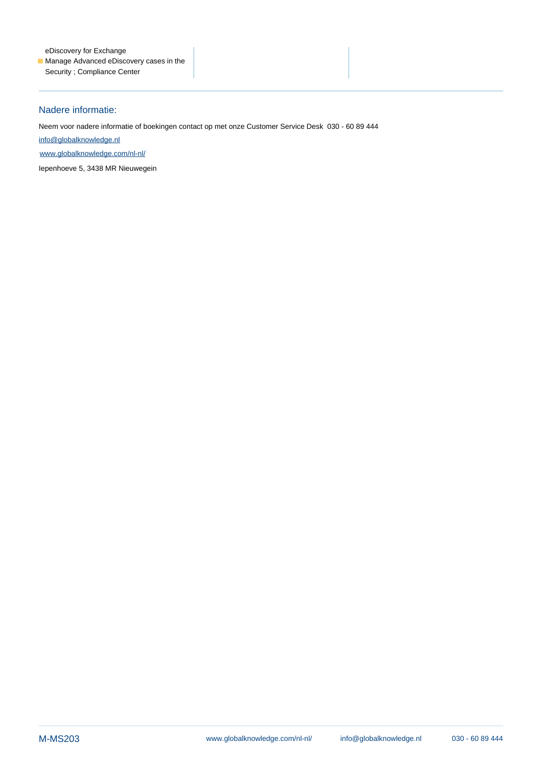eDiscovery for Exchange

- Manage Advanced eDiscovery cases in the Security ; Compliance Center

## Nadere informatie:

Neem voor nadere informatie of boekingen contact op met onze Customer Service Desk 030 - 60 89 444

info@globalknowledge.nl

www.globalknowledge.com/nl-nl/

Iepenhoeve 5, 3438 MR Nieuwegein